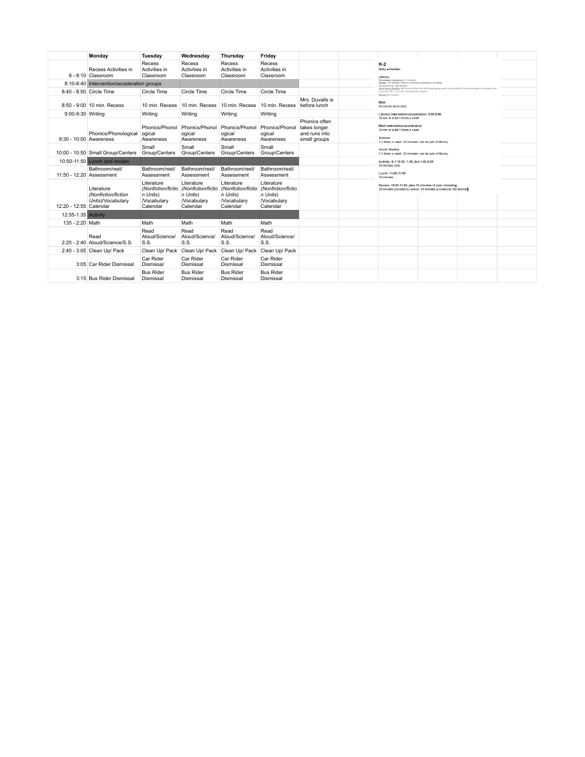| | Monday | Tuesday | Wednesday | Thursday | Friday | |
|---|---|---|---|---|---|---|
| 8 - 8:10 | Recess Activities in Classroom | Recess Activities in Classroom | Recess Activities in Classroom | Recess Activities in Classroom | Recess Activities in Classroom | |
| 8:10-8:40 | Intervention/acceleration groups | | | | | |
| 8:40 - 8:50 | Circle Time | Circle Time | Circle Time | Circle Time | Circle Time | |
| 8:50 - 9:00 | 10 min. Recess | 10 min. Recess | 10 min. Recess | 10 min. Recess | 10 min. Recess | Mrs. Duvalls is before lunch |
| 9:00-9:30 | Writing | Writing | Writing | Writing | Writing | |
| 9:30 - 10:00 | Phonics/Phonological Awareness | Phonics/Phonological Awareness | Phonics/Phonological Awareness | Phonics/Phonological Awareness | Phonics/Phonological Awareness | Phonics often takes longer and runs into small groups |
| 10:00 - 10:50 | Small Group/Centers | Small Group/Centers | Small Group/Centers | Small Group/Centers | Small Group/Centers | |
| 10:50-11:50 | Lunch and recess | | | | | |
| 11:50 - 12:20 | Bathroom/rest/ Assessment | Bathroom/rest/ Assessment | Bathroom/rest/ Assessment | Bathroom/rest/ Assessment | Bathroom/rest/ Assessment | |
| 12:20 - 12:55 | Literature *(Nonfiction/fiction Units)*/Vocabulary Calendar | Literature *(Nonfiction/fiction Units)* /Vocabulary Calendar | Literature *(Nonfiction/fiction Units)* /Vocabulary Calendar | Literature *(Nonfiction/fiction Units)* /Vocabulary Calendar | Literature *(Nonfiction/fiction Units)* /Vocabulary Calendar | |
| 12:55-1:35 | Activity | | | | | |
| 135 - 2:20 | Math | Math | Math | Math | Math | |
| 2:20 - 2:40 | Read Aloud/Science/S.S. | Read Aloud/Science/ S.S. | Read Aloud/Science/ S.S. | Read Aloud/Science/ S.S. | Read Aloud/Science/ S.S. | |
| 2:40 - 3:05 | Clean Up/ Pack | Clean Up/ Pack | Clean Up/ Pack | Clean Up/ Pack | Clean Up/ Pack | |
| 3:05 | Car Rider Dismissal | Car Rider Dismissal | Car Rider Dismissal | Car Rider Dismissal | Car Rider Dismissal | |
| 3:15 | Bus Rider Dismissal | Bus Rider Dismissal | Bus Rider Dismissal | Bus Rider Dismissal | Bus Rider Dismissal | |

## K-2

**Daily schedule:**

**Literacy**
Phonological Awareness (10 minutes)
Phonics (30 minutes) (letter ID, decoding, handwriting, encoding)
Comprehension (40 minutes)
Small Group Reading (60 min and Meet with skill based groups every day to address foundational gaps and support core instruction. RF, L, RI, or RL standards are covered.
Writing (30 minutes)

**Math**
60 minute block-daily

**Literacy intervention/acceleration- 8:10-8:40**
30 min at least 3 times a week

**Math intervention/acceleration**
30 min at least 3 times a week

**Science-**
2-3 times a week- 30 minutes- can be part of literacy

**Social Studies**
2-3 times a week- 30 minutes- can be part of literacy

**Activity- K-1 12:55- 1:35, 2nd 1:40-2:20**
40 minutes daily

**Lunch- 11:20-11:50**
30 minutes

**Recess- 10:50-11:20, plus 10 minutes of your choosing**
30 minutes provided by school. 10 minutes provided by the teacher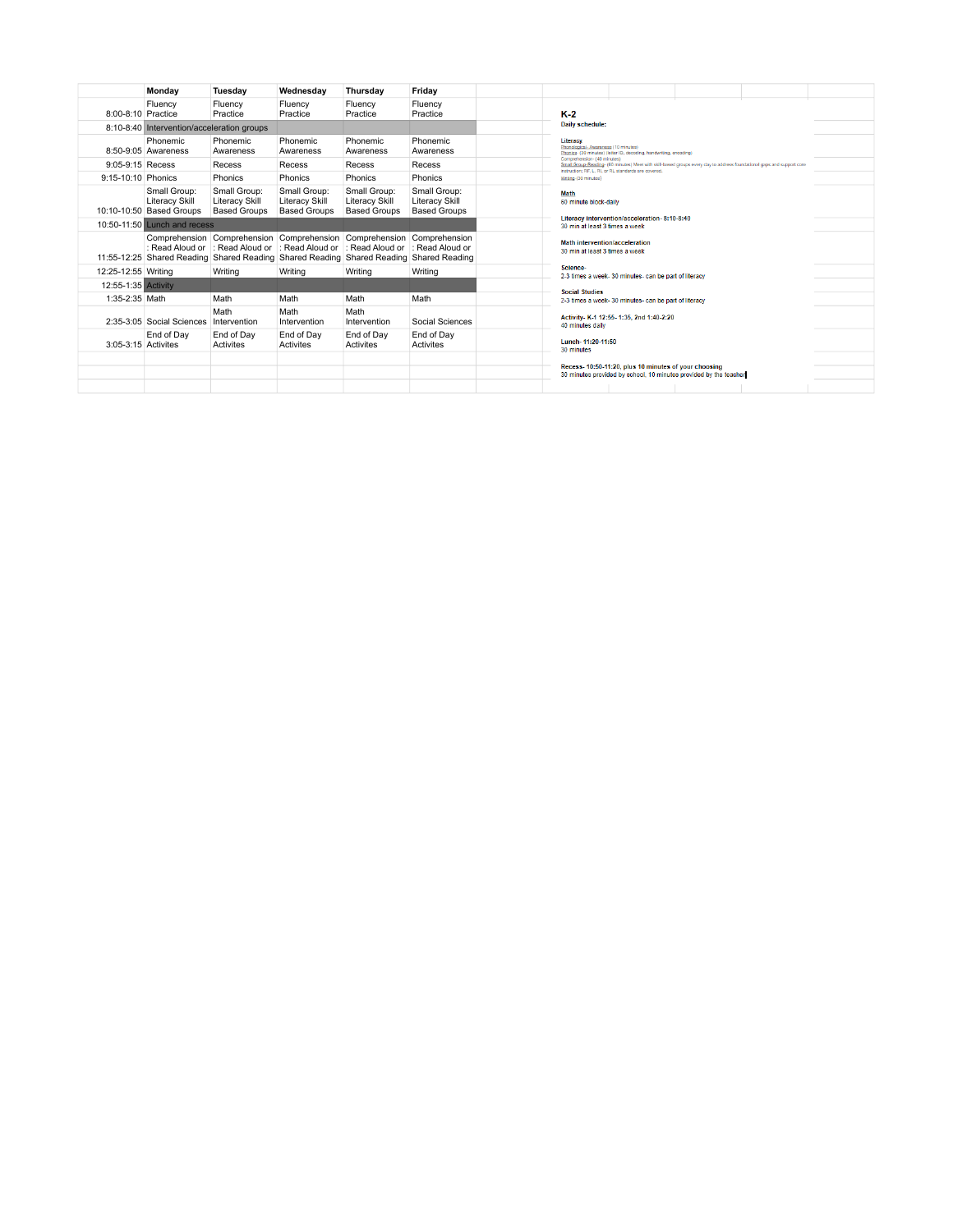| | Monday | Tuesday | Wednesday | Thursday | Friday |
|---|---|---|---|---|---|
| 8:00-8:10 | Fluency Practice | Fluency Practice | Fluency Practice | Fluency Practice | Fluency Practice |
| 8:10-8:40 | Intervention/acceleration groups | | | | |
| 8:50-9:05 | Phonemic Awareness | Phonemic Awareness | Phonemic Awareness | Phonemic Awareness | Phonemic Awareness |
| 9:05-9:15 | Recess | Recess | Recess | Recess | Recess |
| 9:15-10:10 | Phonics | Phonics | Phonics | Phonics | Phonics |
| 10:10-10:50 | Small Group: Literacy Skill Based Groups | Small Group: Literacy Skill Based Groups | Small Group: Literacy Skill Based Groups | Small Group: Literacy Skill Based Groups | Small Group: Literacy Skill Based Groups |
| 10:50-11:50 | Lunch and recess | | | | |
| 11:55-12:25 | Comprehension : Read Aloud or Shared Reading | Comprehension : Read Aloud or Shared Reading | Comprehension : Read Aloud or Shared Reading | Comprehension : Read Aloud or Shared Reading | Comprehension : Read Aloud or Shared Reading |
| 12:25-12:55 | Writing | Writing | Writing | Writing | Writing |
| 12:55-1:35 | Activity | | | | |
| 1:35-2:35 | Math | Math | Math | Math | Math |
| 2:35-3:05 | Social Sciences | Math Intervention | Math Intervention | Math Intervention | Social Sciences |
| 3:05-3:15 | End of Day Activites | End of Day Activites | End of Day Activites | End of Day Activites | End of Day Activites |

## K-2

**Daily schedule:**

**Literacy**

Phonological Awareness (10 minutes)

Phonics (30 minutes) (letter ID, decoding, handwriting, encoding)

Comprehension (40 minutes)

Small Group Reading (40 minutes) Meet with skill-based groups every day to address foundational gaps and support core instruction; RF, L, RI, or RL standards are covered.

Writing (30 minutes)

**Math**
60 minute block-daily

**Literacy intervention/acceleration**- 8:10-8:40
30 min at least 3 times a week

**Math intervention/acceleration**
30 min at least 3 times a week

**Science**-
2-3 times a week- 30 minutes- can be part of literacy

**Social Studies**
2-3 times a week- 30 minutes- can be part of literacy

**Activity- K-1 12:55- 1:35, 2nd 1:40-2:20**
40 minutes daily

**Lunch- 11:20-11:50**
30 minutes

**Recess- 10:50-11:20, plus 10 minutes of your choosing**
30 minutes provided by school. 10 minutes provided by the teacher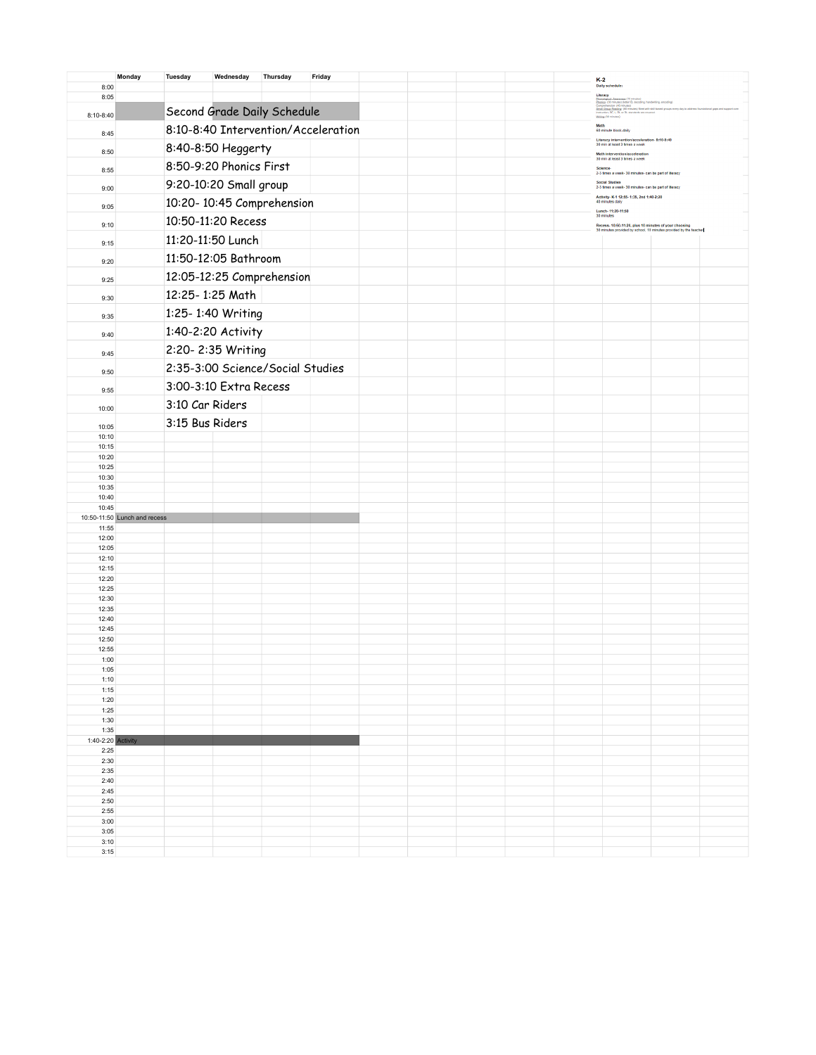|  | Monday | Tuesday | Wednesday | Thursday | Friday |
| --- | --- | --- | --- | --- | --- |
| 8:00 |  |  |  |  |  |
| 8:05 |  |  |  |  |  |
| 8:10-8:40 |  |  |  |  |  |
| 8:45 |  |  |  |  |  |
| 8:50 |  |  |  |  |  |
| 8:55 |  |  |  |  |  |
| 9:00 |  |  |  |  |  |
| 9:05 |  |  |  |  |  |
| 9:10 |  |  |  |  |  |
| 9:15 |  |  |  |  |  |
| 9:20 |  |  |  |  |  |
| 9:25 |  |  |  |  |  |
| 9:30 |  |  |  |  |  |
| 9:35 |  |  |  |  |  |
| 9:40 |  |  |  |  |  |
| 9:45 |  |  |  |  |  |
| 9:50 |  |  |  |  |  |
| 9:55 |  |  |  |  |  |
| 10:00 |  |  |  |  |  |
| 10:05 |  |  |  |  |  |
| 10:10 |  |  |  |  |  |
| 10:15 |  |  |  |  |  |
| 10:20 |  |  |  |  |  |
| 10:25 |  |  |  |  |  |
| 10:30 |  |  |  |  |  |
| 10:35 |  |  |  |  |  |
| 10:40 |  |  |  |  |  |
| 10:45 |  |  |  |  |  |
| 10:50-11:50 | Lunch and recess |  |  |  |  |
| 11:55 |  |  |  |  |  |
| 12:00 |  |  |  |  |  |
| 12:05 |  |  |  |  |  |
| 12:10 |  |  |  |  |  |
| 12:15 |  |  |  |  |  |
| 12:20 |  |  |  |  |  |
| 12:25 |  |  |  |  |  |
| 12:30 |  |  |  |  |  |
| 12:35 |  |  |  |  |  |
| 12:40 |  |  |  |  |  |
| 12:45 |  |  |  |  |  |
| 12:50 |  |  |  |  |  |
| 12:55 |  |  |  |  |  |
| 1:00 |  |  |  |  |  |
| 1:05 |  |  |  |  |  |
| 1:10 |  |  |  |  |  |
| 1:15 |  |  |  |  |  |
| 1:20 |  |  |  |  |  |
| 1:25 |  |  |  |  |  |
| 1:30 |  |  |  |  |  |
| 1:35 |  |  |  |  |  |
| 1:40-2:20 | Activity |  |  |  |  |
| 2:25 |  |  |  |  |  |
| 2:30 |  |  |  |  |  |
| 2:35 |  |  |  |  |  |
| 2:40 |  |  |  |  |  |
| 2:45 |  |  |  |  |  |
| 2:50 |  |  |  |  |  |
| 2:55 |  |  |  |  |  |
| 3:00 |  |  |  |  |  |
| 3:05 |  |  |  |  |  |
| 3:10 |  |  |  |  |  |
| 3:15 |  |  |  |  |  |

## Second Grade Daily Schedule

8:10-8:40 Intervention/Acceleration

8:40-8:50 Heggerty

8:50-9:20 Phonics First

9:20-10:20 Small group

10:20- 10:45 Comprehension

10:50-11:20 Recess

11:20-11:50 Lunch

11:50-12:05 Bathroom

12:05-12:25 Comprehension

12:25- 1:25 Math

1:25- 1:40 Writing

1:40-2:20 Activity

2:20- 2:35 Writing

2:35-3:00 Science/Social Studies

3:00-3:10 Extra Recess

3:10 Car Riders

3:15 Bus Riders

### K-2

**Daily schedule:**

**Literacy**

~~Phonological Awareness~~ (15 minutes)

Phonics (30 minutes) (letter/Z), decoding, handwriting, encoding

Comprehension (40 minutes)

Small Group Reading (60 minutes) Need with skill based groups every day to address foundational gaps and support core instruction (RC + TK or TL standards are covered)

Writing (30 minutes)

**Math**

60 minute block daily

**Literacy intervention/acceleration- 8:10-8:40**

30 min at least 3 times a week

**Math intervention/acceleration**

30 min at least 3 times a week

**Science**

2-3 times a week- 30 minutes- can be part of literacy

**Social Studies**

2-3 times a week- 30 minutes- can be part of literacy

**Activity- K-1 12:55- 1:35, 2nd 1:40-2:20**

40 minutes daily

**Lunch- 11:20-11:50**

30 minutes

**Recess- 10:50-11:20, plus 10 minutes of your choosing**

30 minutes provided by school. 10 minutes provided by the teacher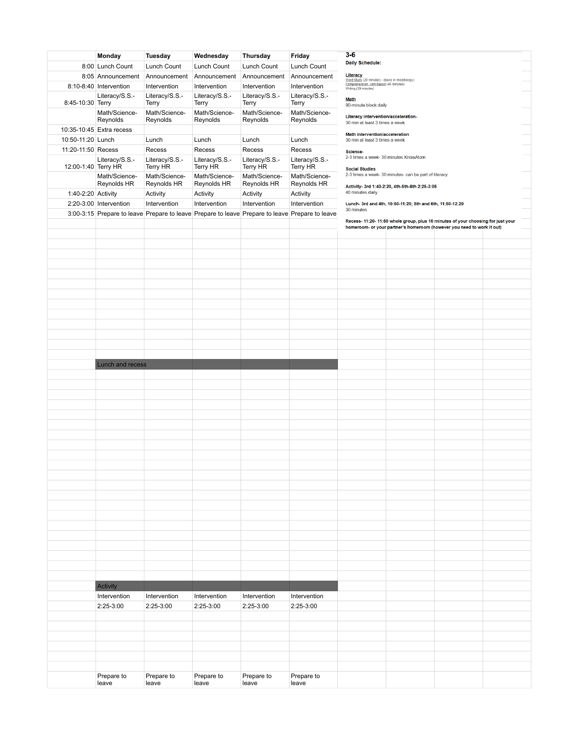| | Monday | Tuesday | Wednesday | Thursday | Friday |
|---|---|---|---|---|---|
| 8:00 | Lunch Count | Lunch Count | Lunch Count | Lunch Count | Lunch Count |
| 8:05 | Announcement | Announcement | Announcement | Announcement | Announcement |
| 8:10-8:40 | Intervention | Intervention | Intervention | Intervention | Intervention |
| 8:45-10:30 | Literacy/S.S.- Terry | Literacy/S.S.- Terry | Literacy/S.S.- Terry | Literacy/S.S.- Terry | Literacy/S.S.- Terry |
| | Math/Science- Reynolds | Math/Science- Reynolds | Math/Science- Reynolds | Math/Science- Reynolds | Math/Science- Reynolds |
| 10:35-10:45 | Extra recess | | | | |
| 10:50-11:20 | Lunch | Lunch | Lunch | Lunch | Lunch |
| 11:20-11:50 | Recess | Recess | Recess | Recess | Recess |
| 12:00-1:40 | Literacy/S.S.- Terry HR | Literacy/S.S.- Terry HR | Literacy/S.S.- Terry HR | Literacy/S.S.- Terry HR | Literacy/S.S.- Terry HR |
| | Math/Science- Reynolds HR | Math/Science- Reynolds HR | Math/Science- Reynolds HR | Math/Science- Reynolds HR | Math/Science- Reynolds HR |
| 1:40-2:20 | Activity | Activity | Activity | Activity | Activity |
| 2:20-3:00 | Intervention | Intervention | Intervention | Intervention | Intervention |
| 3:00-3:15 | Prepare to leave | Prepare to leave | Prepare to leave | Prepare to leave | Prepare to leave |

## 3-6

**Daily Schedule:**

**Literacy**
Word Study (20 minutes) - (basis in morphology)
Comprehension, Unit-Based (40 minutes)
Writing (30 minutes)

**Math**
90-minute block daily

**Literacy intervention/acceleration-**
30 min at least 3 times a week

**Math intervention/acceleration**
30 min at least 3 times a week

**Science-**
2-3 times a week- 30 minutes KnowAtom

**Social Studies**
2-3 times a week- 30 minutes- can be part of literacy

**Activity- 3rd 1:40-2:20, 4th-5th-6th 2:25-3:05**
40 minutes daily

**Lunch- 3rd and 4th, 10:50-11:20; 5th and 6th, 11:50-12:20**
30 minutes

**Recess- 11:20- 11:50 whole group, plus 10 minutes of your choosing for just your homeroom- or your partner's homeroom (however you need to work it out)**

| | Monday | Tuesday | Wednesday | Thursday | Friday |
|---|---|---|---|---|---|
| | Lunch and recess | | | | |
| | Activity | | | | |
| | Intervention | Intervention | Intervention | Intervention | Intervention |
| | 2:25-3:00 | 2:25-3:00 | 2:25-3:00 | 2:25-3:00 | 2:25-3:00 |
| | Prepare to leave | Prepare to leave | Prepare to leave | Prepare to leave | Prepare to leave |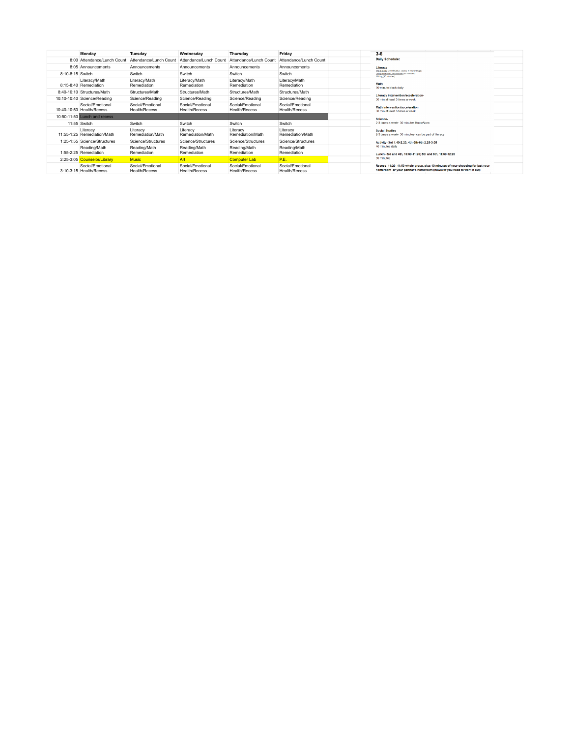| | Monday | Tuesday | Wednesday | Thursday | Friday |
|---|---|---|---|---|---|
| 8:00 | Attendance/Lunch Count | Attendance/Lunch Count | Attendance/Lunch Count | Attendance/Lunch Count | Attendance/Lunch Count |
| 8:05 | Announcements | Announcements | Announcements | Announcements | Announcements |
| 8:10-8:15 | Switch | Switch | Switch | Switch | Switch |
| 8:15-8:40 | Literacy/Math Remediation | Literacy/Math Remediation | Literacy/Math Remediation | Literacy/Math Remediation | Literacy/Math Remediation |
| 8:40-10:10 | Structures/Math | Structures/Math | Structures/Math | Structures/Math | Structures/Math |
| 10:10-10:40 | Science/Reading | Science/Reading | Science/Reading | Science/Reading | Science/Reading |
| 10:40-10:50 | Social/Emotional Health/Recess | Social/Emotional Health/Recess | Social/Emotional Health/Recess | Social/Emotional Health/Recess | Social/Emotional Health/Recess |
| 10:50-11:50 | Lunch and recess | | | | |
| 11:55 | Switch | Switch | Switch | Switch | Switch |
| 11:55-1:25 | Literacy Remediation/Math | Literacy Remediation/Math | Literacy Remediation/Math | Literacy Remediation/Math | Literacy Remediation/Math |
| 1:25-1:55 | Science/Structures | Science/Structures | Science/Structures | Science/Structures | Science/Structures |
| 1:55-2:25 | Reading/Math Remediation | Reading/Math Remediation | Reading/Math Remediation | Reading/Math Remediation | Reading/Math Remediation |
| 2:25-3:05 | Counselor/Library | Music | Art | Computer Lab | P.E. |
| 3:10-3:15 | Social/Emotional Health/Recess | Social/Emotional Health/Recess | Social/Emotional Health/Recess | Social/Emotional Health/Recess | Social/Emotional Health/Recess |

**3-6**

**Daily Schedule:**

**Literacy**
Word Study (15 minutes) - basic in morphology
Comprehension, Distributed (45 minutes)
Writing (30 minutes)

**Math**
90-minute block daily

**Literacy intervention/acceleration-**
30 min at least 3 times a week

**Math intervention/acceleration**
30 min at least 3 times a week

**Science-**
2-3 times a week- 30 minutes KnowAtom

**Social Studies**
2-3 times a week- 30 minutes- can be part of literacy

**Activity- 3rd 1:40-2:20, 4th-5th-6th 2:25-3:05**
40 minutes daily

**Lunch- 3rd and 4th, 10:50-11:20; 5th and 6th, 11:50-12:20**
30 minutes

**Recess- 11:20- 11:50 whole group, plus 10 minutes of your choosing for just your homeroom- or your partner's homeroom (however you need to work it out)**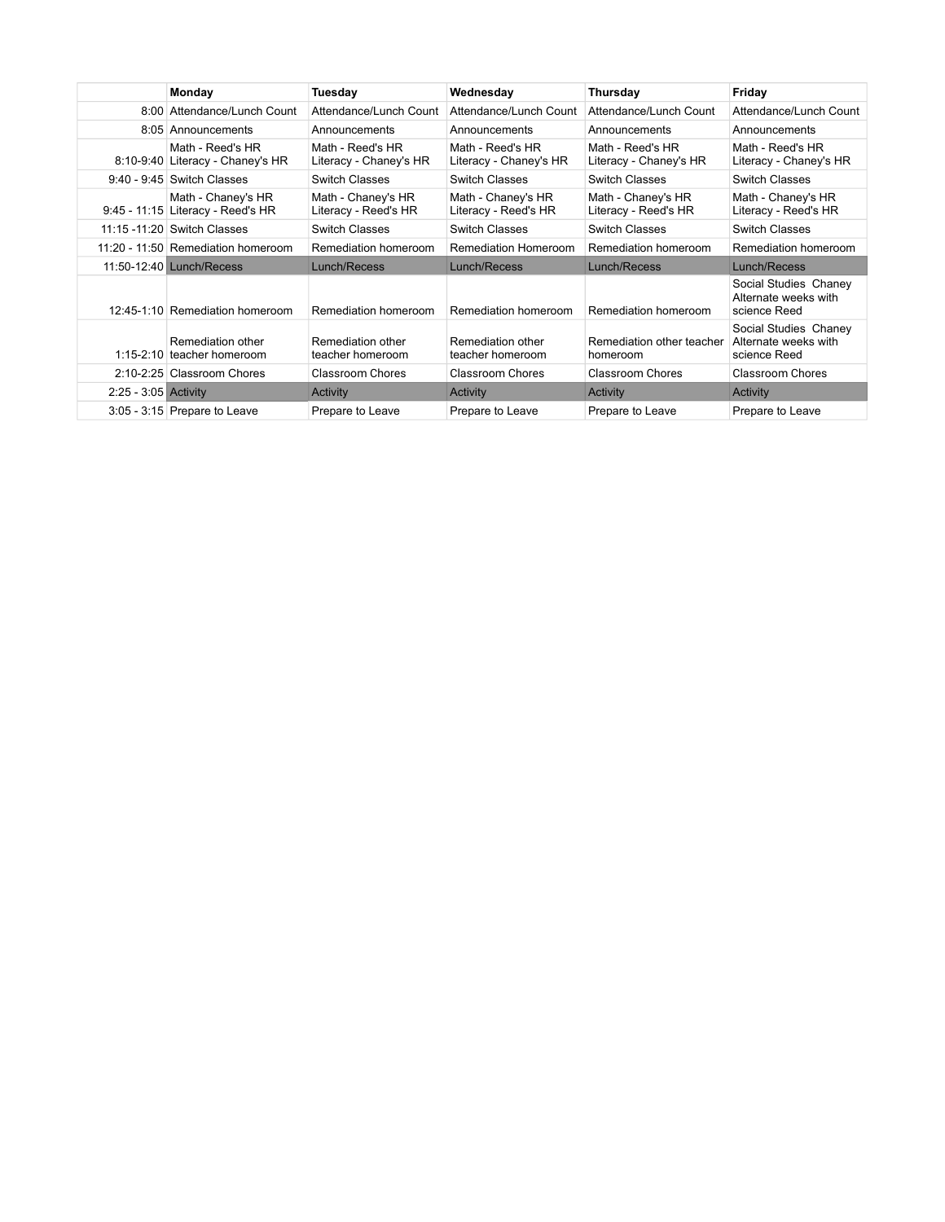| | Monday | Tuesday | Wednesday | Thursday | Friday |
|---|---|---|---|---|---|
| 8:00 | Attendance/Lunch Count | Attendance/Lunch Count | Attendance/Lunch Count | Attendance/Lunch Count | Attendance/Lunch Count |
| 8:05 | Announcements | Announcements | Announcements | Announcements | Announcements |
| 8:10-9:40 | Math - Reed's HR Literacy - Chaney's HR | Math - Reed's HR Literacy - Chaney's HR | Math - Reed's HR Literacy - Chaney's HR | Math - Reed's HR Literacy - Chaney's HR | Math - Reed's HR Literacy - Chaney's HR |
| 9:40 - 9:45 | Switch Classes | Switch Classes | Switch Classes | Switch Classes | Switch Classes |
| 9:45 - 11:15 | Math - Chaney's HR Literacy - Reed's HR | Math - Chaney's HR Literacy - Reed's HR | Math - Chaney's HR Literacy - Reed's HR | Math - Chaney's HR Literacy - Reed's HR | Math - Chaney's HR Literacy - Reed's HR |
| 11:15 -11:20 | Switch Classes | Switch Classes | Switch Classes | Switch Classes | Switch Classes |
| 11:20 - 11:50 | Remediation homeroom | Remediation homeroom | Remediation Homeroom | Remediation homeroom | Remediation homeroom |
| 11:50-12:40 | Lunch/Recess | Lunch/Recess | Lunch/Recess | Lunch/Recess | Lunch/Recess |
| 12:45-1:10 | Remediation homeroom | Remediation homeroom | Remediation homeroom | Remediation homeroom | Social Studies Chaney Alternate weeks with science Reed |
| 1:15-2:10 | Remediation other teacher homeroom | Remediation other teacher homeroom | Remediation other teacher homeroom | Remediation other teacher homeroom | Social Studies Chaney Alternate weeks with science Reed |
| 2:10-2:25 | Classroom Chores | Classroom Chores | Classroom Chores | Classroom Chores | Classroom Chores |
| 2:25 - 3:05 | Activity | Activity | Activity | Activity | Activity |
| 3:05 - 3:15 | Prepare to Leave | Prepare to Leave | Prepare to Leave | Prepare to Leave | Prepare to Leave |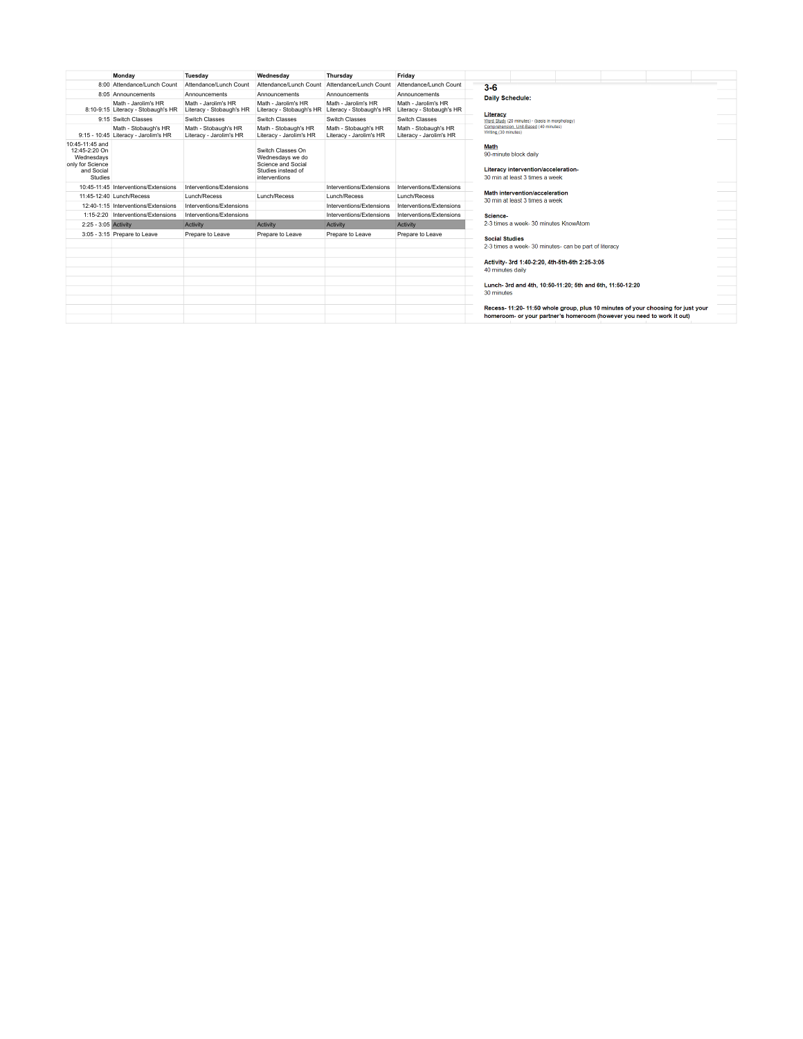| | Monday | Tuesday | Wednesday | Thursday | Friday |
|---|---|---|---|---|---|
| 8:00 | Attendance/Lunch Count | Attendance/Lunch Count | Attendance/Lunch Count | Attendance/Lunch Count | Attendance/Lunch Count |
| 8:05 | Announcements | Announcements | Announcements | Announcements | Announcements |
| 8:10-9:15 | Math - Jarolim's HR Literacy - Stobaugh's HR | Math - Jarolim's HR Literacy - Stobaugh's HR | Math - Jarolim's HR Literacy - Stobaugh's HR | Math - Jarolim's HR Literacy - Stobaugh's HR | Math - Jarolim's HR Literacy - Stobaugh's HR |
| 9:15 | Switch Classes | Switch Classes | Switch Classes | Switch Classes | Switch Classes |
| 9:15 - 10:45 | Math - Stobaugh's HR Literacy - Jarolim's HR | Math - Stobaugh's HR Literacy - Jarolim's HR | Math - Stobaugh's HR Literacy - Jarolim's HR | Math - Stobaugh's HR Literacy - Jarolim's HR | Math - Stobaugh's HR Literacy - Jarolim's HR |
| 10:45-11:45 and 12:45-2:20 On Wednesdays only for Science and Social Studies | | | Switch Classes On Wednesdays we do Science and Social Studies instead of interventions | | |
| 10:45-11:45 | Interventions/Extensions | Interventions/Extensions | | Interventions/Extensions | Interventions/Extensions |
| 11:45-12:40 | Lunch/Recess | Lunch/Recess | Lunch/Recess | Lunch/Recess | Lunch/Recess |
| 12:40-1:15 | Interventions/Extensions | Interventions/Extensions | | Interventions/Extensions | Interventions/Extensions |
| 1:15-2:20 | Interventions/Extensions | Interventions/Extensions | | Interventions/Extensions | Interventions/Extensions |
| 2:25 - 3:05 | Activity | Activity | Activity | Activity | Activity |
| 3:05 - 3:15 | Prepare to Leave | Prepare to Leave | Prepare to Leave | Prepare to Leave | Prepare to Leave |

## 3-6

**Daily Schedule:**

**Literacy**
Word Study (20 minutes) - (basis in morphology)
Comprehension, Unit-Based (40 minutes)
Writing (30 minutes)

**Math**
90-minute block daily

**Literacy intervention/acceleration-**
30 min at least 3 times a week

**Math intervention/acceleration**
30 min at least 3 times a week

**Science-**
2-3 times a week- 30 minutes KnowAtom

**Social Studies**
2-3 times a week- 30 minutes- can be part of literacy

**Activity- 3rd 1:40-2:20, 4th-5th-6th 2:25-3:05**
40 minutes daily

**Lunch- 3rd and 4th, 10:50-11:20; 5th and 6th, 11:50-12:20**
30 minutes

**Recess- 11:20- 11:50 whole group, plus 10 minutes of your choosing for just your homeroom- or your partner's homeroom (however you need to work it out)**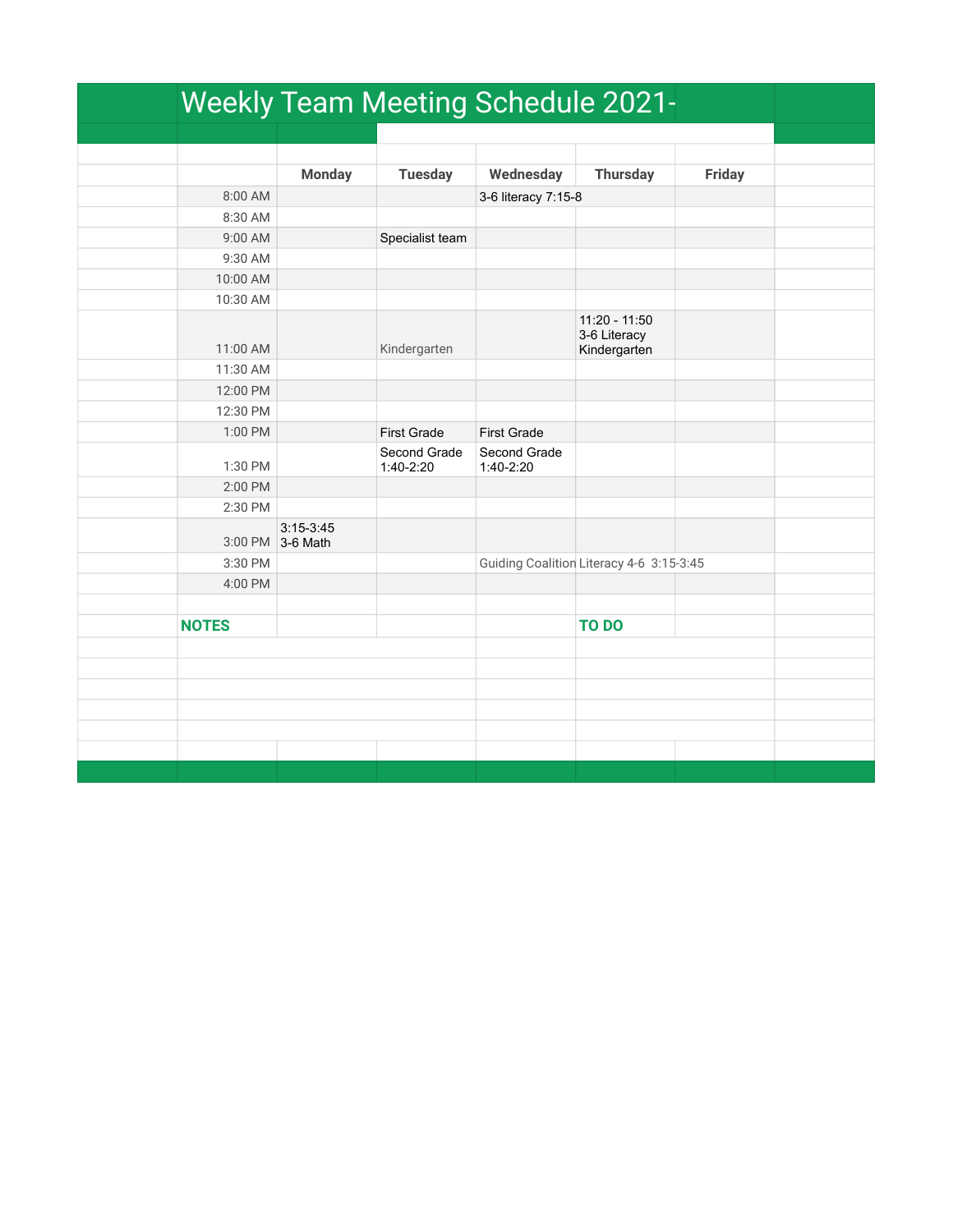# Weekly Team Meeting Schedule 2021-

| | Monday | Tuesday | Wednesday | Thursday | Friday |
|---|---|---|---|---|---|
| 8:00 AM | | | 3-6 literacy 7:15-8 | | |
| 8:30 AM | | | | | |
| 9:00 AM | | Specialist team | | | |
| 9:30 AM | | | | | |
| 10:00 AM | | | | | |
| 10:30 AM | | | | | |
| 11:00 AM | | Kindergarten | | 11:20 - 11:50 3-6 Literacy Kindergarten | |
| 11:30 AM | | | | | |
| 12:00 PM | | | | | |
| 12:30 PM | | | | | |
| 1:00 PM | | First Grade | First Grade | | |
| 1:30 PM | | Second Grade 1:40-2:20 | Second Grade 1:40-2:20 | | |
| 2:00 PM | | | | | |
| 2:30 PM | | | | | |
| 3:00 PM | 3:15-3:45 3-6 Math | | | | |
| 3:30 PM | | | Guiding Coalition | Literacy 4-6 3:15-3:45 | |
| 4:00 PM | | | | | |

**NOTES**

**TO DO**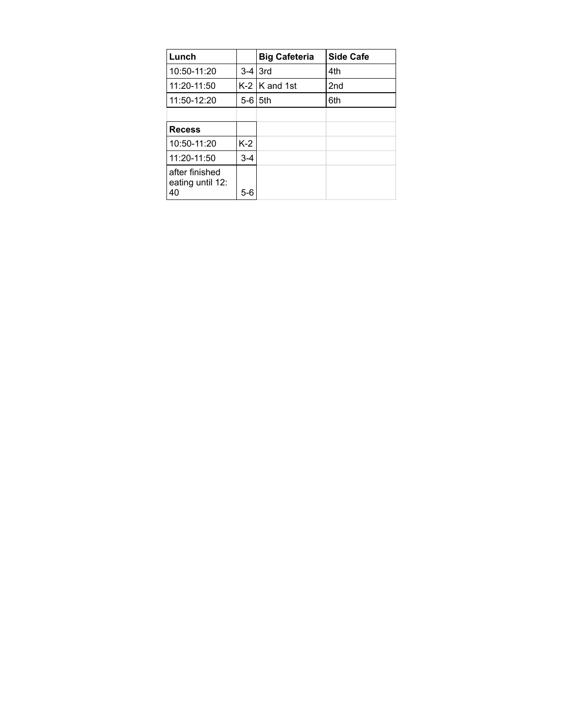| Lunch | | Big Cafeteria | Side Cafe |
| --- | --- | --- | --- |
| 10:50-11:20 | 3-4 | 3rd | 4th |
| 11:20-11:50 | K-2 | K and 1st | 2nd |
| 11:50-12:20 | 5-6 | 5th | 6th |

| Recess | |
| --- | --- |
| 10:50-11:20 | K-2 |
| 11:20-11:50 | 3-4 |
| after finished eating until 12:40 | 5-6 |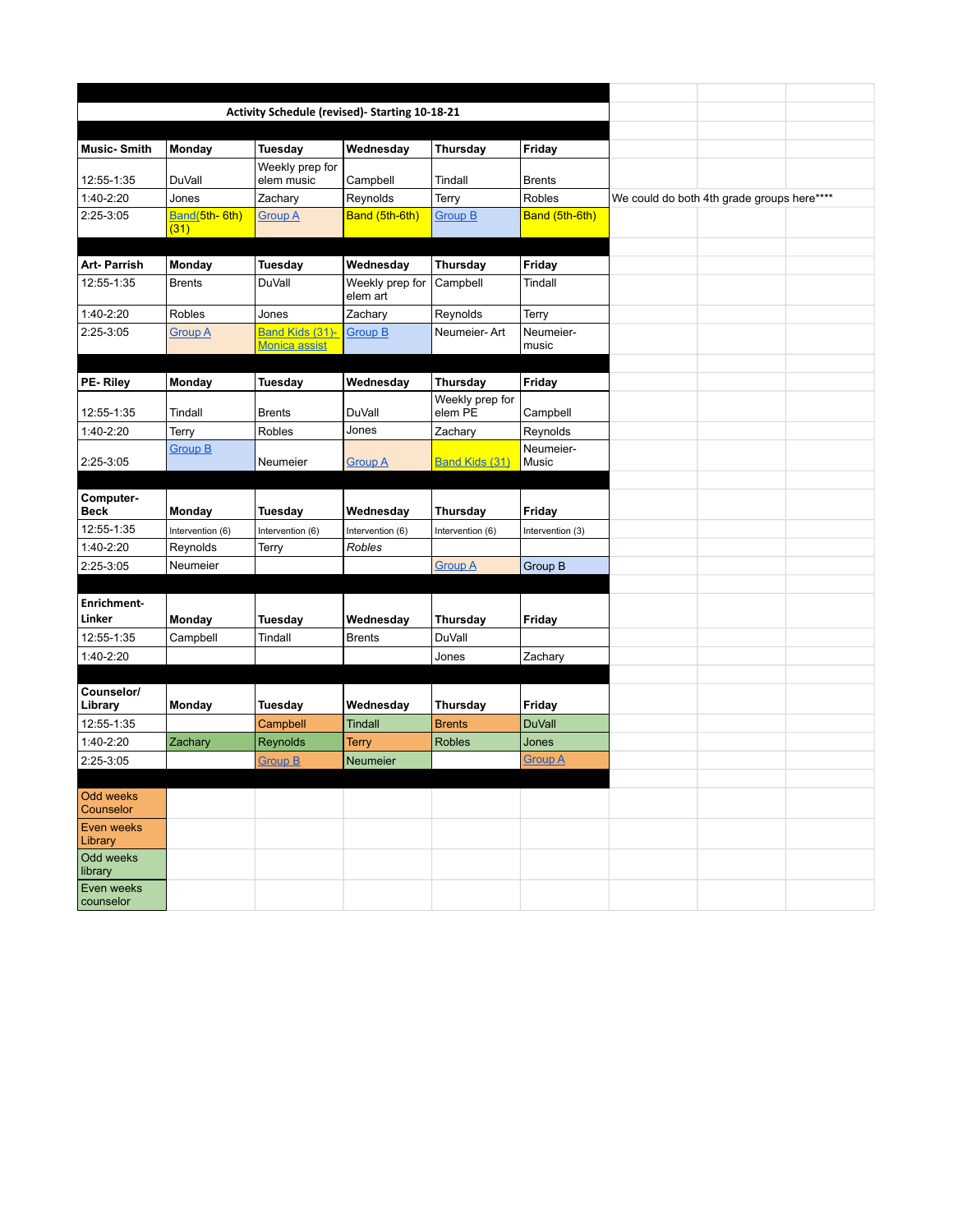**Activity Schedule (revised)- Starting 10-18-21**

| Music- Smith | Monday | Tuesday | Wednesday | Thursday | Friday | | | |
|---|---|---|---|---|---|---|---|---|
| 12:55-1:35 | DuVall | Weekly prep for elem music | Campbell | Tindall | Brents | | | |
| 1:40-2:20 | Jones | Zachary | Reynolds | Terry | Robles | We could do both 4th grade groups here**** | | |
| 2:25-3:05 | Band(5th- 6th) (31) | Group A | Band (5th-6th) | Group B | Band (5th-6th) | | | |

| Art- Parrish | Monday | Tuesday | Wednesday | Thursday | Friday |
|---|---|---|---|---|---|
| 12:55-1:35 | Brents | DuVall | Weekly prep for elem art | Campbell | Tindall |
| 1:40-2:20 | Robles | Jones | Zachary | Reynolds | Terry |
| 2:25-3:05 | Group A | Band Kids (31)- Monica assist | Group B | Neumeier- Art | Neumeier- music |

| PE- Riley | Monday | Tuesday | Wednesday | Thursday | Friday |
|---|---|---|---|---|---|
| 12:55-1:35 | Tindall | Brents | DuVall | Weekly prep for elem PE | Campbell |
| 1:40-2:20 | Terry | Robles | Jones | Zachary | Reynolds |
| 2:25-3:05 | Group B | Neumeier | Group A | Band Kids (31) | Neumeier- Music |

| Computer- Beck | Monday | Tuesday | Wednesday | Thursday | Friday |
|---|---|---|---|---|---|
| 12:55-1:35 | Intervention (6) | Intervention (6) | Intervention (6) | Intervention (6) | Intervention (3) |
| 1:40-2:20 | Reynolds | Terry | *Robles* | | |
| 2:25-3:05 | Neumeier | | | Group A | Group B |

| Enrichment- Linker | Monday | Tuesday | Wednesday | Thursday | Friday |
|---|---|---|---|---|---|
| 12:55-1:35 | Campbell | Tindall | Brents | DuVall | |
| 1:40-2:20 | | | | Jones | Zachary |

| Counselor/ Library | Monday | Tuesday | Wednesday | Thursday | Friday |
|---|---|---|---|---|---|
| 12:55-1:35 | | Campbell | Tindall | Brents | DuVall |
| 1:40-2:20 | Zachary | Reynolds | Terry | Robles | Jones |
| 2:25-3:05 | | Group B | Neumeier | | Group A |

| Key |
|---|
| Odd weeks Counselor |
| Even weeks Library |
| Odd weeks library |
| Even weeks counselor |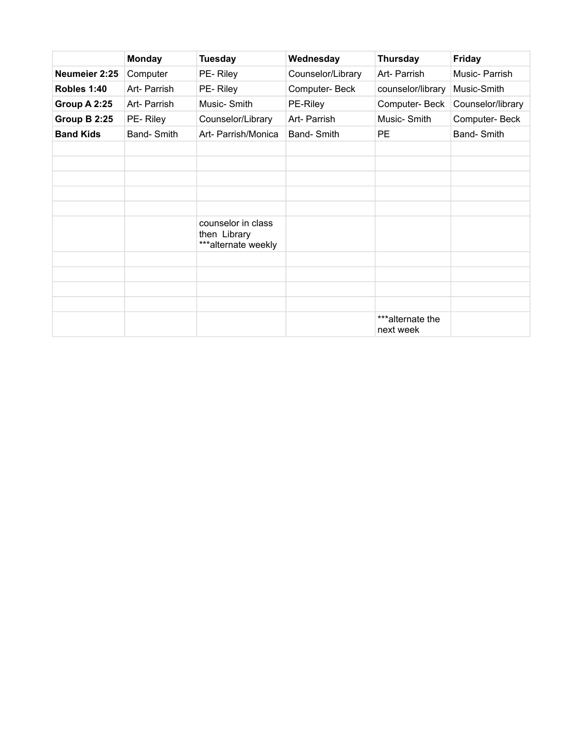| | Monday | Tuesday | Wednesday | Thursday | Friday |
|---|---|---|---|---|---|
| **Neumeier 2:25** | Computer | PE- Riley | Counselor/Library | Art- Parrish | Music- Parrish |
| **Robles 1:40** | Art- Parrish | PE- Riley | Computer- Beck | counselor/library | Music-Smith |
| **Group A 2:25** | Art- Parrish | Music- Smith | PE-Riley | Computer- Beck | Counselor/library |
| **Group B 2:25** | PE- Riley | Counselor/Library | Art- Parrish | Music- Smith | Computer- Beck |
| **Band Kids** | Band- Smith | Art- Parrish/Monica | Band- Smith | PE | Band- Smith |
| | | | | | |
| | | | | | |
| | | | | | |
| | | | | | |
| | | | | | |
| | | counselor in class then Library ***alternate weekly | | | |
| | | | | | |
| | | | | | |
| | | | | | |
| | | | | | |
| | | | | ***alternate the next week | |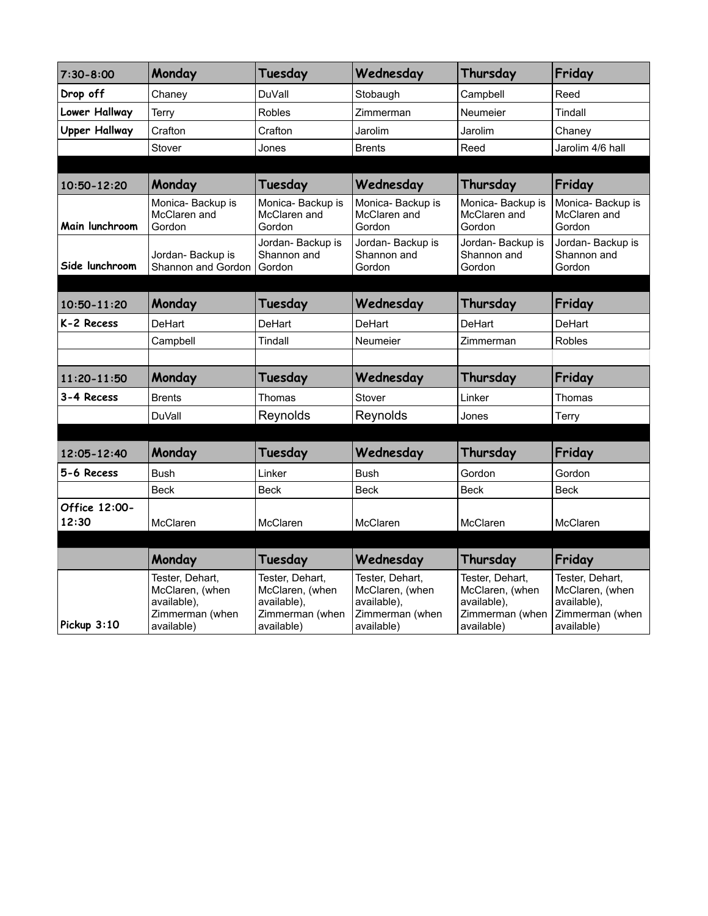| 7:30-8:00 | Monday | Tuesday | Wednesday | Thursday | Friday |
|---|---|---|---|---|---|
| Drop off | Chaney | DuVall | Stobaugh | Campbell | Reed |
| Lower Hallway | Terry | Robles | Zimmerman | Neumeier | Tindall |
| Upper Hallway | Crafton | Crafton | Jarolim | Jarolim | Chaney |
| | Stover | Jones | Brents | Reed | Jarolim 4/6 hall |

| 10:50-12:20 | Monday | Tuesday | Wednesday | Thursday | Friday |
|---|---|---|---|---|---|
| Main lunchroom | Monica- Backup is McClaren and Gordon | Monica- Backup is McClaren and Gordon | Monica- Backup is McClaren and Gordon | Monica- Backup is McClaren and Gordon | Monica- Backup is McClaren and Gordon |
| Side lunchroom | Jordan- Backup is Shannon and Gordon | Jordan- Backup is Shannon and Gordon | Jordan- Backup is Shannon and Gordon | Jordan- Backup is Shannon and Gordon | Jordan- Backup is Shannon and Gordon |

| 10:50-11:20 | Monday | Tuesday | Wednesday | Thursday | Friday |
|---|---|---|---|---|---|
| K-2 Recess | DeHart | DeHart | DeHart | DeHart | DeHart |
| | Campbell | Tindall | Neumeier | Zimmerman | Robles |
| | | | | | |

| 11:20-11:50 | Monday | Tuesday | Wednesday | Thursday | Friday |
|---|---|---|---|---|---|
| 3-4 Recess | Brents | Thomas | Stover | Linker | Thomas |
| | DuVall | Reynolds | Reynolds | Jones | Terry |

| 12:05-12:40 | Monday | Tuesday | Wednesday | Thursday | Friday |
|---|---|---|---|---|---|
| 5-6 Recess | Bush | Linker | Bush | Gordon | Gordon |
| | Beck | Beck | Beck | Beck | Beck |
| Office 12:00-12:30 | McClaren | McClaren | McClaren | McClaren | McClaren |

| | Monday | Tuesday | Wednesday | Thursday | Friday |
|---|---|---|---|---|---|
| Pickup 3:10 | Tester, Dehart, McClaren, (when available), Zimmerman (when available) | Tester, Dehart, McClaren, (when available), Zimmerman (when available) | Tester, Dehart, McClaren, (when available), Zimmerman (when available) | Tester, Dehart, McClaren, (when available), Zimmerman (when available) | Tester, Dehart, McClaren, (when available), Zimmerman (when available) |